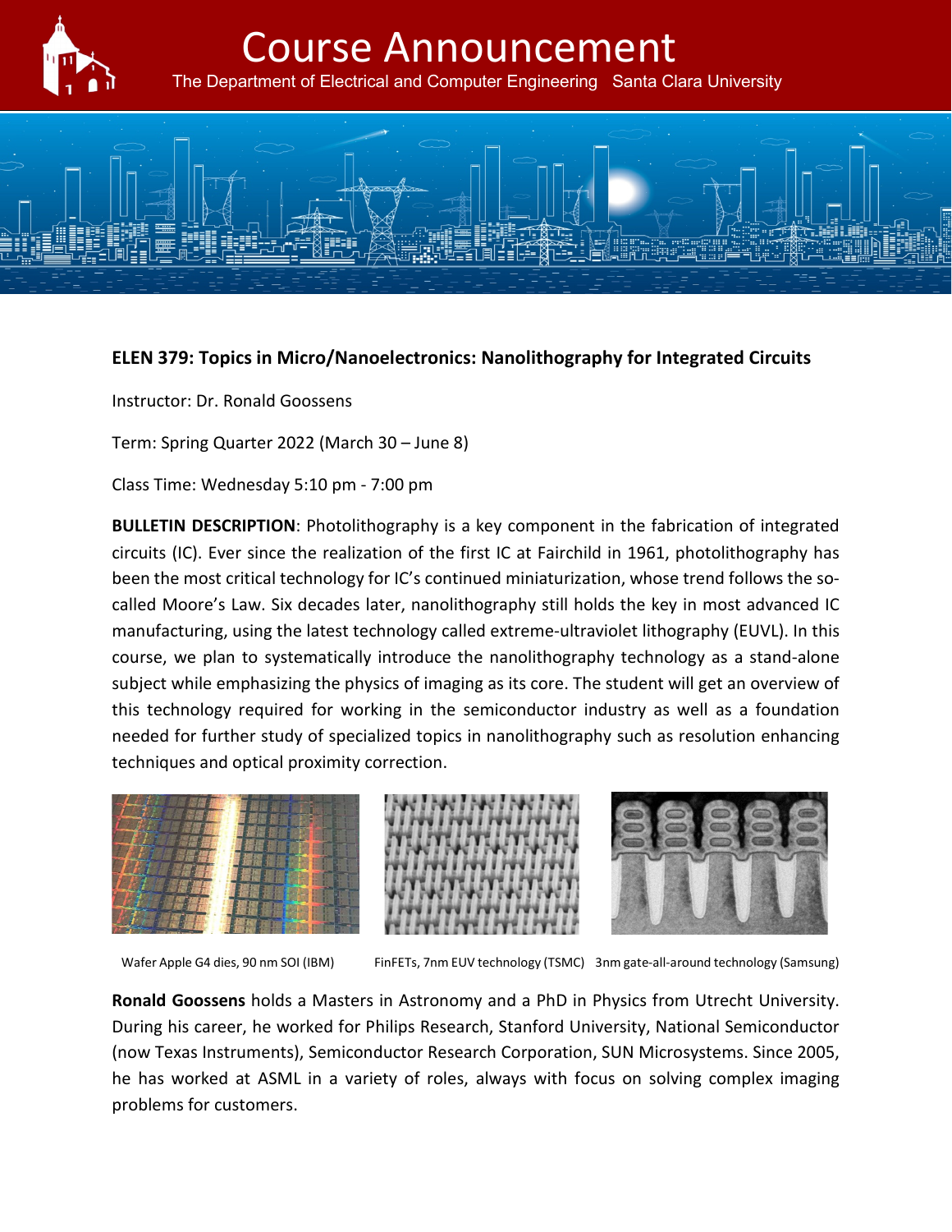# Course Announcement

The Department of Electrical and Computer Engineering   Santa Clara University

**ELEN 379: Topics in Micro/Nanoelectronics: Nanolithography for Integrated Circuits**

Instructor: Dr. Ronald Goossens

Term: Spring Quarter 2022 (March 30 – June 8)

Class Time: Wednesday 5:10 pm - 7:00 pm

**BULLETIN DESCRIPTION**: Photolithography is a key component in the fabrication of integrated circuits (IC). Ever since the realization of the first IC at Fairchild in 1961, photolithography has been the most critical technology for IC's continued miniaturization, whose trend follows the so-called Moore's Law. Six decades later, nanolithography still holds the key in most advanced IC manufacturing, using the latest technology called extreme-ultraviolet lithography (EUVL). In this course, we plan to systematically introduce the nanolithography technology as a stand-alone subject while emphasizing the physics of imaging as its core. The student will get an overview of this technology required for working in the semiconductor industry as well as a foundation needed for further study of specialized topics in nanolithography such as resolution enhancing techniques and optical proximity correction.

Wafer Apple G4 dies, 90 nm SOI (IBM)

FinFETs, 7nm EUV technology (TSMC)

3nm gate-all-around technology (Samsung)

**Ronald Goossens** holds a Masters in Astronomy and a PhD in Physics from Utrecht University. During his career, he worked for Philips Research, Stanford University, National Semiconductor (now Texas Instruments), Semiconductor Research Corporation, SUN Microsystems. Since 2005, he has worked at ASML in a variety of roles, always with focus on solving complex imaging problems for customers.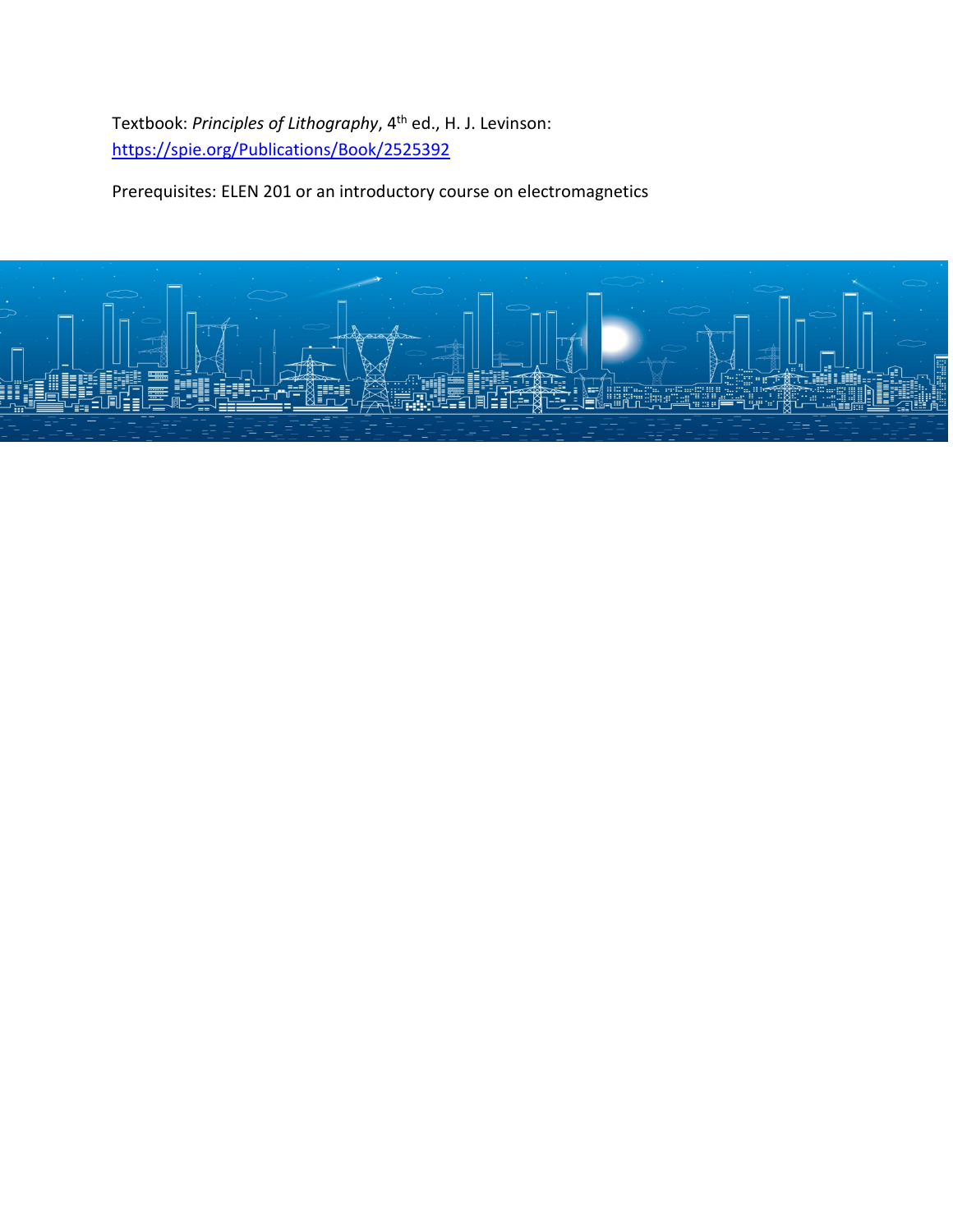Textbook: *Principles of Lithography*, 4th ed., H. J. Levinson: [https://spie.org/Publications/Book/2525392](https://spie.org/Publications/Book/2525392)

Prerequisites: ELEN 201 or an introductory course on electromagnetics